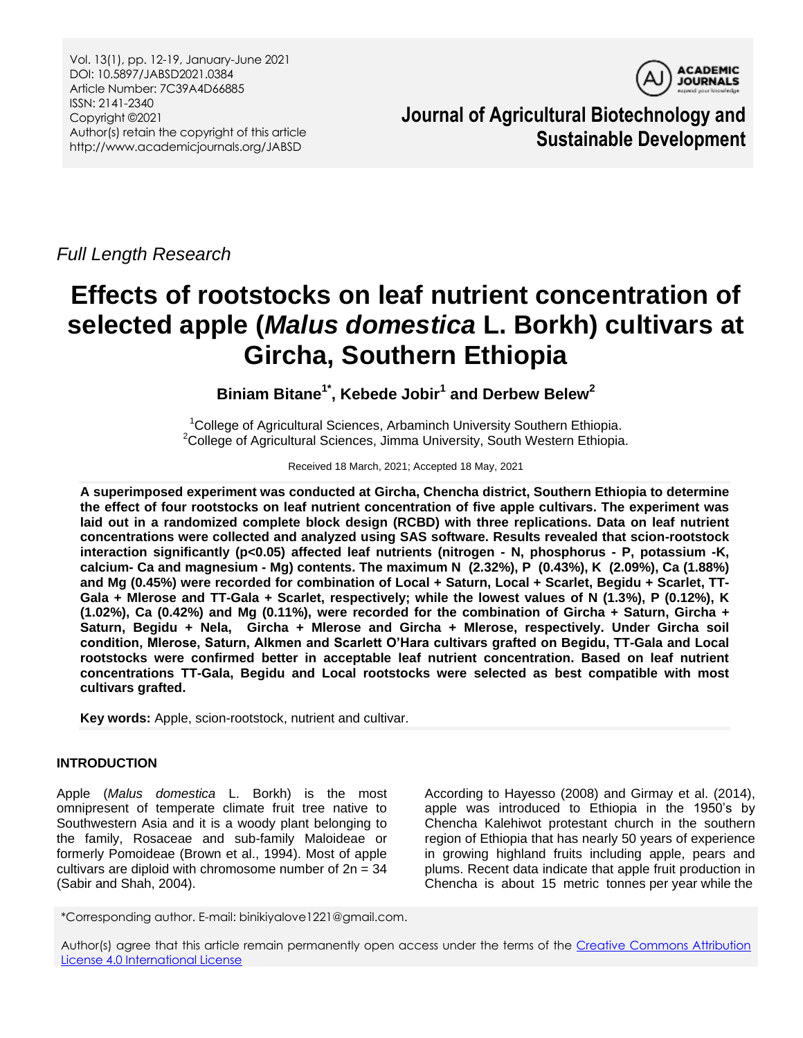*Full Length Research*

# Effects of rootstocks on leaf nutrient concentration of selected apple (*Malus domestica* L. Borkh) cultivars at Gircha, Southern Ethiopia

**Biniam Bitane[1*], Kebede Jobir[1] and Derbew Belew[2]**

[1]College of Agricultural Sciences, Arbaminch University Southern Ethiopia.
[2]College of Agricultural Sciences, Jimma University, South Western Ethiopia.

Received 18 March, 2021; Accepted 18 May, 2021

**A superimposed experiment was conducted at Gircha, Chencha district, Southern Ethiopia to determine the effect of four rootstocks on leaf nutrient concentration of five apple cultivars. The experiment was laid out in a randomized complete block design (RCBD) with three replications. Data on leaf nutrient concentrations were collected and analyzed using SAS software. Results revealed that scion-rootstock interaction significantly ($p<0.05$) affected leaf nutrients (nitrogen - N, phosphorus - P, potassium -K, calcium- Ca and magnesium - Mg) contents. The maximum N (2.32%), P (0.43%), K (2.09%), Ca (1.88%) and Mg (0.45%) were recorded for combination of Local + Saturn, Local + Scarlet, Begidu + Scarlet, TT-Gala + Mlerose and TT-Gala + Scarlet, respectively; while the lowest values of N (1.3%), P (0.12%), K (1.02%), Ca (0.42%) and Mg (0.11%), were recorded for the combination of Gircha + Saturn, Gircha + Saturn, Begidu + Nela, Gircha + Mlerose and Gircha + Mlerose, respectively. Under Gircha soil condition, Mlerose, Saturn, Alkmen and Scarlett O'Hara cultivars grafted on Begidu, TT-Gala and Local rootstocks were confirmed better in acceptable leaf nutrient concentration. Based on leaf nutrient concentrations TT-Gala, Begidu and Local rootstocks were selected as best compatible with most cultivars grafted.**

**Key words:** Apple, scion-rootstock, nutrient and cultivar.

## INTRODUCTION

Apple (*Malus domestica* L. Borkh) is the most omnipresent of temperate climate fruit tree native to Southwestern Asia and it is a woody plant belonging to the family, Rosaceae and sub-family Maloideae or formerly Pomoideae (Brown et al., 1994). Most of apple cultivars are diploid with chromosome number of 2n = 34 (Sabir and Shah, 2004).

According to Hayesso (2008) and Girmay et al. (2014), apple was introduced to Ethiopia in the 1950's by Chencha Kalehiwot protestant church in the southern region of Ethiopia that has nearly 50 years of experience in growing highland fruits including apple, pears and plums. Recent data indicate that apple fruit production in Chencha is about 15 metric tonnes per year while the

*Corresponding author. E-mail: binikiyalove1221@gmail.com.

Author(s) agree that this article remain permanently open access under the terms of the Creative Commons Attribution License 4.0 International License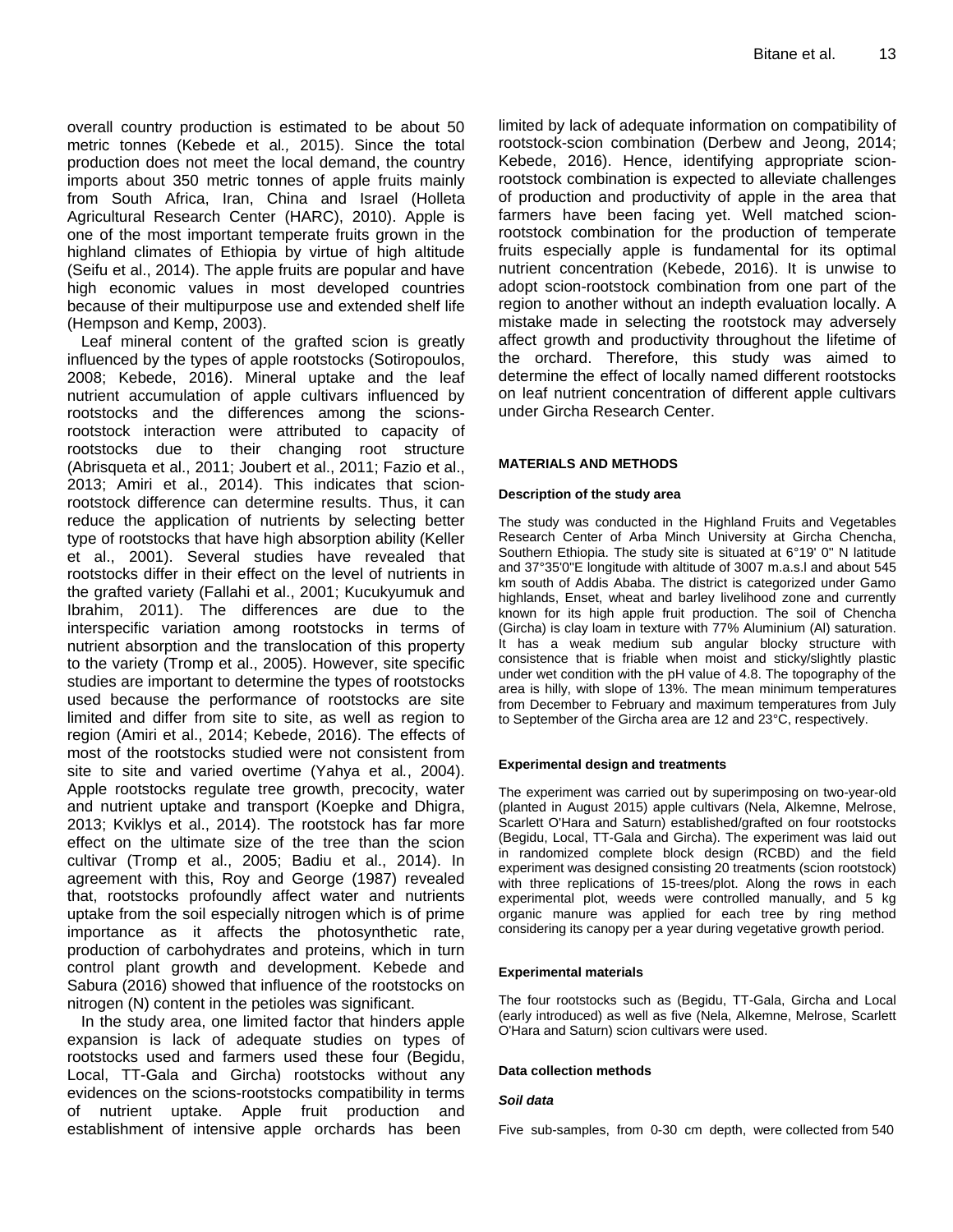overall country production is estimated to be about 50 metric tonnes (Kebede et al., 2015). Since the total production does not meet the local demand, the country imports about 350 metric tonnes of apple fruits mainly from South Africa, Iran, China and Israel (Holleta Agricultural Research Center (HARC), 2010). Apple is one of the most important temperate fruits grown in the highland climates of Ethiopia by virtue of high altitude (Seifu et al., 2014). The apple fruits are popular and have high economic values in most developed countries because of their multipurpose use and extended shelf life (Hempson and Kemp, 2003).

Leaf mineral content of the grafted scion is greatly influenced by the types of apple rootstocks (Sotiropoulos, 2008; Kebede, 2016). Mineral uptake and the leaf nutrient accumulation of apple cultivars influenced by rootstocks and the differences among the scions-rootstock interaction were attributed to capacity of rootstocks due to their changing root structure (Abrisqueta et al., 2011; Joubert et al., 2011; Fazio et al., 2013; Amiri et al., 2014). This indicates that scion-rootstock difference can determine results. Thus, it can reduce the application of nutrients by selecting better type of rootstocks that have high absorption ability (Keller et al., 2001). Several studies have revealed that rootstocks differ in their effect on the level of nutrients in the grafted variety (Fallahi et al., 2001; Kucukyumuk and Ibrahim, 2011). The differences are due to the interspecific variation among rootstocks in terms of nutrient absorption and the translocation of this property to the variety (Tromp et al., 2005). However, site specific studies are important to determine the types of rootstocks used because the performance of rootstocks are site limited and differ from site to site, as well as region to region (Amiri et al., 2014; Kebede, 2016). The effects of most of the rootstocks studied were not consistent from site to site and varied overtime (Yahya et al., 2004). Apple rootstocks regulate tree growth, precocity, water and nutrient uptake and transport (Koepke and Dhigra, 2013; Kviklys et al., 2014). The rootstock has far more effect on the ultimate size of the tree than the scion cultivar (Tromp et al., 2005; Badiu et al., 2014). In agreement with this, Roy and George (1987) revealed that, rootstocks profoundly affect water and nutrients uptake from the soil especially nitrogen which is of prime importance as it affects the photosynthetic rate, production of carbohydrates and proteins, which in turn control plant growth and development. Kebede and Sabura (2016) showed that influence of the rootstocks on nitrogen (N) content in the petioles was significant.

In the study area, one limited factor that hinders apple expansion is lack of adequate studies on types of rootstocks used and farmers used these four (Begidu, Local, TT-Gala and Gircha) rootstocks without any evidences on the scions-rootstocks compatibility in terms of nutrient uptake. Apple fruit production and establishment of intensive apple orchards has been limited by lack of adequate information on compatibility of rootstock-scion combination (Derbew and Jeong, 2014; Kebede, 2016). Hence, identifying appropriate scion-rootstock combination is expected to alleviate challenges of production and productivity of apple in the area that farmers have been facing yet. Well matched scion-rootstock combination for the production of temperate fruits especially apple is fundamental for its optimal nutrient concentration (Kebede, 2016). It is unwise to adopt scion-rootstock combination from one part of the region to another without an indepth evaluation locally. A mistake made in selecting the rootstock may adversely affect growth and productivity throughout the lifetime of the orchard. Therefore, this study was aimed to determine the effect of locally named different rootstocks on leaf nutrient concentration of different apple cultivars under Gircha Research Center.

## MATERIALS AND METHODS

### Description of the study area

The study was conducted in the Highland Fruits and Vegetables Research Center of Arba Minch University at Gircha Chencha, Southern Ethiopia. The study site is situated at 6°19' 0" N latitude and 37°35'0"E longitude with altitude of 3007 m.a.s.l and about 545 km south of Addis Ababa. The district is categorized under Gamo highlands, Enset, wheat and barley livelihood zone and currently known for its high apple fruit production. The soil of Chencha (Gircha) is clay loam in texture with 77% Aluminium (Al) saturation. It has a weak medium sub angular blocky structure with consistence that is friable when moist and sticky/slightly plastic under wet condition with the pH value of 4.8. The topography of the area is hilly, with slope of 13%. The mean minimum temperatures from December to February and maximum temperatures from July to September of the Gircha area are 12 and 23°C, respectively.

### Experimental design and treatments

The experiment was carried out by superimposing on two-year-old (planted in August 2015) apple cultivars (Nela, Alkemne, Melrose, Scarlett O'Hara and Saturn) established/grafted on four rootstocks (Begidu, Local, TT-Gala and Gircha). The experiment was laid out in randomized complete block design (RCBD) and the field experiment was designed consisting 20 treatments (scion rootstock) with three replications of 15-trees/plot. Along the rows in each experimental plot, weeds were controlled manually, and 5 kg organic manure was applied for each tree by ring method considering its canopy per a year during vegetative growth period.

### Experimental materials

The four rootstocks such as (Begidu, TT-Gala, Gircha and Local (early introduced) as well as five (Nela, Alkemne, Melrose, Scarlett O'Hara and Saturn) scion cultivars were used.

### Data collection methods

#### *Soil data*

Five sub-samples, from 0-30 cm depth, were collected from 540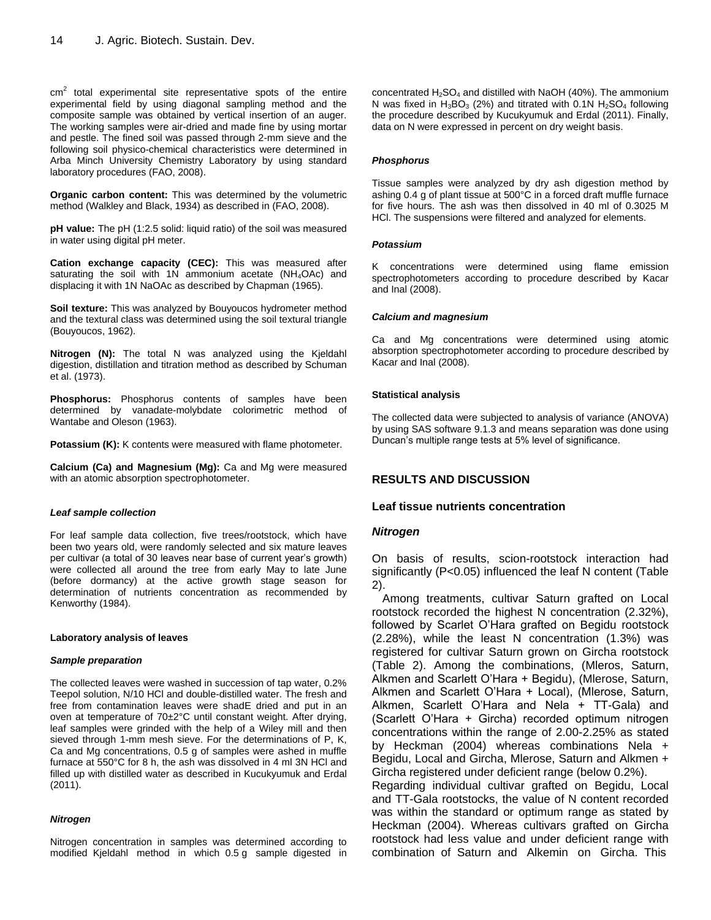$cm^2$ total experimental site representative spots of the entire experimental field by using diagonal sampling method and the composite sample was obtained by vertical insertion of an auger. The working samples were air-dried and made fine by using mortar and pestle. The fined soil was passed through 2-mm sieve and the following soil physico-chemical characteristics were determined in Arba Minch University Chemistry Laboratory by using standard laboratory procedures (FAO, 2008).

**Organic carbon content:** This was determined by the volumetric method (Walkley and Black, 1934) as described in (FAO, 2008).

**pH value:** The pH (1:2.5 solid: liquid ratio) of the soil was measured in water using digital pH meter.

**Cation exchange capacity (CEC):** This was measured after saturating the soil with 1N ammonium acetate ($NH_4OAc$) and displacing it with 1N NaOAc as described by Chapman (1965).

**Soil texture:** This was analyzed by Bouyoucos hydrometer method and the textural class was determined using the soil textural triangle (Bouyoucos, 1962).

**Nitrogen (N):** The total N was analyzed using the Kjeldahl digestion, distillation and titration method as described by Schuman et al. (1973).

**Phosphorus:** Phosphorus contents of samples have been determined by vanadate-molybdate colorimetric method of Wantabe and Oleson (1963).

**Potassium (K):** K contents were measured with flame photometer.

**Calcium (Ca) and Magnesium (Mg):** Ca and Mg were measured with an atomic absorption spectrophotometer.

#### *Leaf sample collection*

For leaf sample data collection, five trees/rootstock, which have been two years old, were randomly selected and six mature leaves per cultivar (a total of 30 leaves near base of current year's growth) were collected all around the tree from early May to late June (before dormancy) at the active growth stage season for determination of nutrients concentration as recommended by Kenworthy (1984).

#### **Laboratory analysis of leaves**

#### *Sample preparation*

The collected leaves were washed in succession of tap water, 0.2% Teepol solution, N/10 HCl and double-distilled water. The fresh and free from contamination leaves were shadE dried and put in an oven at temperature of 70±2°C until constant weight. After drying, leaf samples were grinded with the help of a Wiley mill and then sieved through 1-mm mesh sieve. For the determinations of P, K, Ca and Mg concentrations, 0.5 g of samples were ashed in muffle furnace at 550°C for 8 h, the ash was dissolved in 4 ml 3N HCl and filled up with distilled water as described in Kucukyumuk and Erdal (2011).

#### *Nitrogen*

Nitrogen concentration in samples was determined according to modified Kjeldahl method in which 0.5 g sample digested in concentrated $H_2SO_4$ and distilled with NaOH (40%). The ammonium N was fixed in $H_3BO_3$ (2%) and titrated with 0.1N $H_2SO_4$ following the procedure described by Kucukyumuk and Erdal (2011). Finally, data on N were expressed in percent on dry weight basis.

#### *Phosphorus*

Tissue samples were analyzed by dry ash digestion method by ashing 0.4 g of plant tissue at 500°C in a forced draft muffle furnace for five hours. The ash was then dissolved in 40 ml of 0.3025 M HCl. The suspensions were filtered and analyzed for elements.

#### *Potassium*

K concentrations were determined using flame emission spectrophotometers according to procedure described by Kacar and Inal (2008).

#### *Calcium and magnesium*

Ca and Mg concentrations were determined using atomic absorption spectrophotometer according to procedure described by Kacar and Inal (2008).

#### **Statistical analysis**

The collected data were subjected to analysis of variance (ANOVA) by using SAS software 9.1.3 and means separation was done using Duncan's multiple range tests at 5% level of significance.

## **RESULTS AND DISCUSSION**

### **Leaf tissue nutrients concentration**

#### *Nitrogen*

On basis of results, scion-rootstock interaction had significantly ($P<0.05$) influenced the leaf N content (Table 2).

Among treatments, cultivar Saturn grafted on Local rootstock recorded the highest N concentration (2.32%), followed by Scarlet O'Hara grafted on Begidu rootstock (2.28%), while the least N concentration (1.3%) was registered for cultivar Saturn grown on Gircha rootstock (Table 2). Among the combinations, (Mleros, Saturn, Alkmen and Scarlett O'Hara + Begidu), (Mlerose, Saturn, Alkmen and Scarlett O'Hara + Local), (Mlerose, Saturn, Alkmen, Scarlett O'Hara and Nela + TT-Gala) and (Scarlett O'Hara + Gircha) recorded optimum nitrogen concentrations within the range of 2.00-2.25% as stated by Heckman (2004) whereas combinations Nela + Begidu, Local and Gircha, Mlerose, Saturn and Alkmen + Gircha registered under deficient range (below 0.2%).

Regarding individual cultivar grafted on Begidu, Local and TT-Gala rootstocks, the value of N content recorded was within the standard or optimum range as stated by Heckman (2004). Whereas cultivars grafted on Gircha rootstock had less value and under deficient range with combination of Saturn and Alkemin on Gircha. This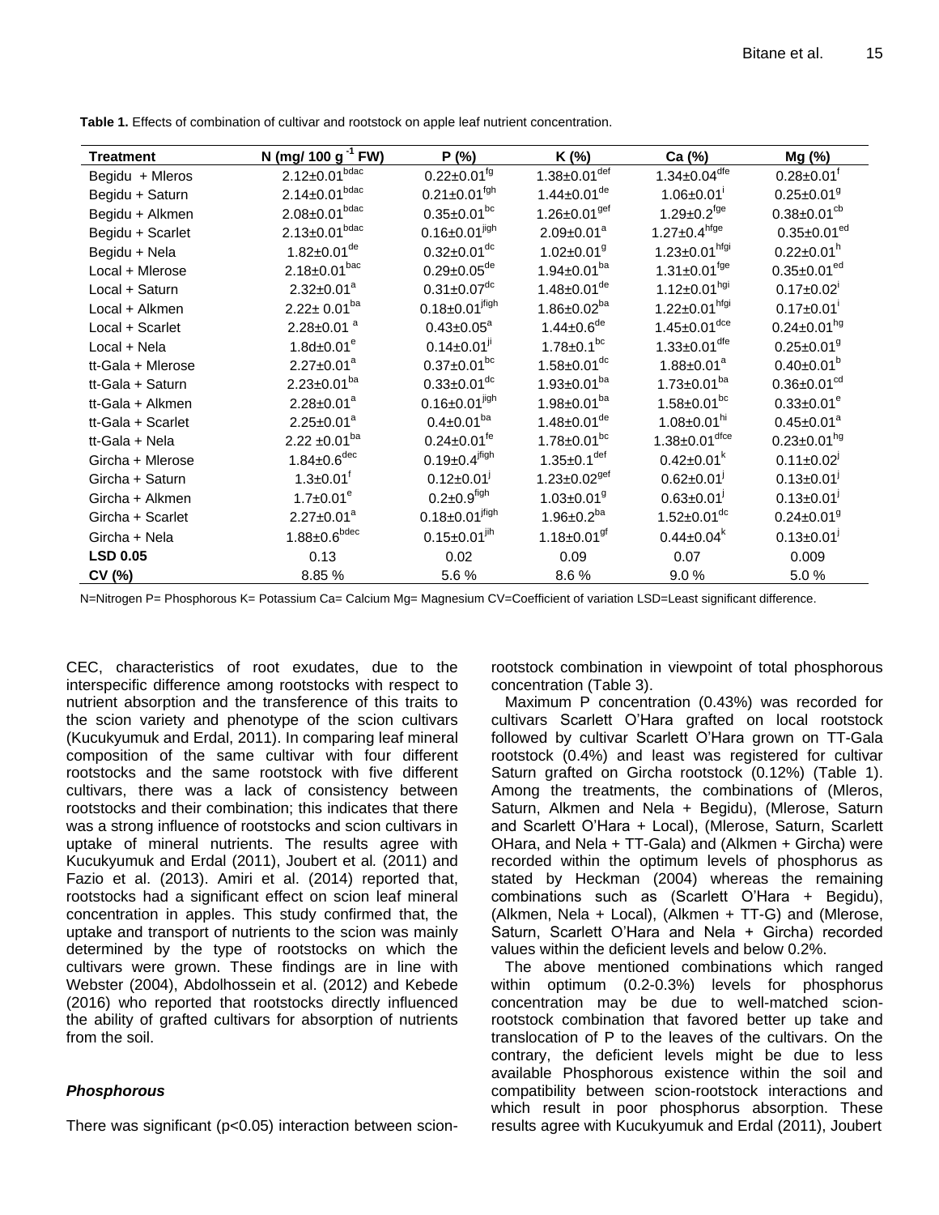**Table 1.** Effects of combination of cultivar and rootstock on apple leaf nutrient concentration.

| Treatment | N (mg/ 100 g $^{-1}$ FW) | P (%) | K (%) | Ca (%) | Mg (%) |
|---|---|---|---|---|---|
| Begidu + Mleros | 2.12±0.01$^{bdac}$ | 0.22±0.01$^{fg}$ | 1.38±0.01$^{def}$ | 1.34±0.04$^{dfe}$ | 0.28±0.01$^{f}$ |
| Begidu + Saturn | 2.14±0.01$^{bdac}$ | 0.21±0.01$^{fgh}$ | 1.44±0.01$^{de}$ | 1.06±0.01$^{i}$ | 0.25±0.01$^{g}$ |
| Begidu + Alkmen | 2.08±0.01$^{bdac}$ | 0.35±0.01$^{bc}$ | 1.26±0.01$^{gef}$ | 1.29±0.2$^{fge}$ | 0.38±0.01$^{cb}$ |
| Begidu + Scarlet | 2.13±0.01$^{bdac}$ | 0.16±0.01$^{jigh}$ | 2.09±0.01$^{a}$ | 1.27±0.4$^{hfge}$ | 0.35±0.01$^{ed}$ |
| Begidu + Nela | 1.82±0.01$^{de}$ | 0.32±0.01$^{dc}$ | 1.02±0.01$^{g}$ | 1.23±0.01$^{hfgi}$ | 0.22±0.01$^{h}$ |
| Local + Mlerose | 2.18±0.01$^{bac}$ | 0.29±0.05$^{de}$ | 1.94±0.01$^{ba}$ | 1.31±0.01$^{fge}$ | 0.35±0.01$^{ed}$ |
| Local + Saturn | 2.32±0.01$^{a}$ | 0.31±0.07$^{dc}$ | 1.48±0.01$^{de}$ | 1.12±0.01$^{hgi}$ | 0.17±0.02$^{i}$ |
| Local + Alkmen | 2.22± 0.01$^{ba}$ | 0.18±0.01$^{jfigh}$ | 1.86±0.02$^{ba}$ | 1.22±0.01$^{hfgi}$ | 0.17±0.01$^{i}$ |
| Local + Scarlet | 2.28±0.01 $^{a}$ | 0.43±0.05$^{a}$ | 1.44±0.6$^{de}$ | 1.45±0.01$^{dce}$ | 0.24±0.01$^{hg}$ |
| Local + Nela | 1.8d±0.01$^{e}$ | 0.14±0.01$^{ji}$ | 1.78±0.1$^{bc}$ | 1.33±0.01$^{dfe}$ | 0.25±0.01$^{g}$ |
| tt-Gala + Mlerose | 2.27±0.01$^{a}$ | 0.37±0.01$^{bc}$ | 1.58±0.01$^{dc}$ | 1.88±0.01$^{a}$ | 0.40±0.01$^{b}$ |
| tt-Gala + Saturn | 2.23±0.01$^{ba}$ | 0.33±0.01$^{dc}$ | 1.93±0.01$^{ba}$ | 1.73±0.01$^{ba}$ | 0.36±0.01$^{cd}$ |
| tt-Gala + Alkmen | 2.28±0.01$^{a}$ | 0.16±0.01$^{jigh}$ | 1.98±0.01$^{ba}$ | 1.58±0.01$^{bc}$ | 0.33±0.01$^{e}$ |
| tt-Gala + Scarlet | 2.25±0.01$^{a}$ | 0.4±0.01$^{ba}$ | 1.48±0.01$^{de}$ | 1.08±0.01$^{hi}$ | 0.45±0.01$^{a}$ |
| tt-Gala + Nela | 2.22 ±0.01$^{ba}$ | 0.24±0.01$^{fe}$ | 1.78±0.01$^{bc}$ | 1.38±0.01$^{dfce}$ | 0.23±0.01$^{hg}$ |
| Gircha + Mlerose | 1.84±0.6$^{dec}$ | 0.19±0.4$^{jfigh}$ | 1.35±0.1$^{def}$ | 0.42±0.01$^{k}$ | 0.11±0.02$^{j}$ |
| Gircha + Saturn | 1.3±0.01$^{f}$ | 0.12±0.01$^{j}$ | 1.23±0.02$^{gef}$ | 0.62±0.01$^{j}$ | 0.13±0.01$^{j}$ |
| Gircha + Alkmen | 1.7±0.01$^{e}$ | 0.2±0.9$^{figh}$ | 1.03±0.01$^{g}$ | 0.63±0.01$^{j}$ | 0.13±0.01$^{j}$ |
| Gircha + Scarlet | 2.27±0.01$^{a}$ | 0.18±0.01$^{jfigh}$ | 1.96±0.2$^{ba}$ | 1.52±0.01$^{dc}$ | 0.24±0.01$^{g}$ |
| Gircha + Nela | 1.88±0.6$^{bdec}$ | 0.15±0.01$^{jih}$ | 1.18±0.01$^{gf}$ | 0.44±0.04$^{k}$ | 0.13±0.01$^{j}$ |
| **LSD 0.05** | 0.13 | 0.02 | 0.09 | 0.07 | 0.009 |
| **CV (%)** | 8.85 % | 5.6 % | 8.6 % | 9.0 % | 5.0 % |

N=Nitrogen P= Phosphorous K= Potassium Ca= Calcium Mg= Magnesium CV=Coefficient of variation LSD=Least significant difference.

CEC, characteristics of root exudates, due to the interspecific difference among rootstocks with respect to nutrient absorption and the transference of this traits to the scion variety and phenotype of the scion cultivars (Kucukyumuk and Erdal, 2011). In comparing leaf mineral composition of the same cultivar with four different rootstocks and the same rootstock with five different cultivars, there was a lack of consistency between rootstocks and their combination; this indicates that there was a strong influence of rootstocks and scion cultivars in uptake of mineral nutrients. The results agree with Kucukyumuk and Erdal (2011), Joubert et al*.* (2011) and Fazio et al. (2013). Amiri et al. (2014) reported that, rootstocks had a significant effect on scion leaf mineral concentration in apples. This study confirmed that, the uptake and transport of nutrients to the scion was mainly determined by the type of rootstocks on which the cultivars were grown. These findings are in line with Webster (2004), Abdolhossein et al. (2012) and Kebede (2016) who reported that rootstocks directly influenced the ability of grafted cultivars for absorption of nutrients from the soil.

### *Phosphorous*

There was significant ($p<0.05$) interaction between scion-rootstock combination in viewpoint of total phosphorous concentration (Table 3).

Maximum P concentration (0.43%) was recorded for cultivars Scarlett O'Hara grafted on local rootstock followed by cultivar Scarlett O'Hara grown on TT-Gala rootstock (0.4%) and least was registered for cultivar Saturn grafted on Gircha rootstock (0.12%) (Table 1). Among the treatments, the combinations of (Mleros, Saturn, Alkmen and Nela + Begidu), (Mlerose, Saturn and Scarlett O'Hara + Local), (Mlerose, Saturn, Scarlett OHara, and Nela + TT-Gala) and (Alkmen + Gircha) were recorded within the optimum levels of phosphorus as stated by Heckman (2004) whereas the remaining combinations such as (Scarlett O'Hara + Begidu), (Alkmen, Nela + Local), (Alkmen + TT-G) and (Mlerose, Saturn, Scarlett O'Hara and Nela + Gircha) recorded values within the deficient levels and below 0.2%.

The above mentioned combinations which ranged within optimum (0.2-0.3%) levels for phosphorus concentration may be due to well-matched scion-rootstock combination that favored better up take and translocation of P to the leaves of the cultivars. On the contrary, the deficient levels might be due to less available Phosphorous existence within the soil and compatibility between scion-rootstock interactions and which result in poor phosphorus absorption. These results agree with Kucukyumuk and Erdal (2011), Joubert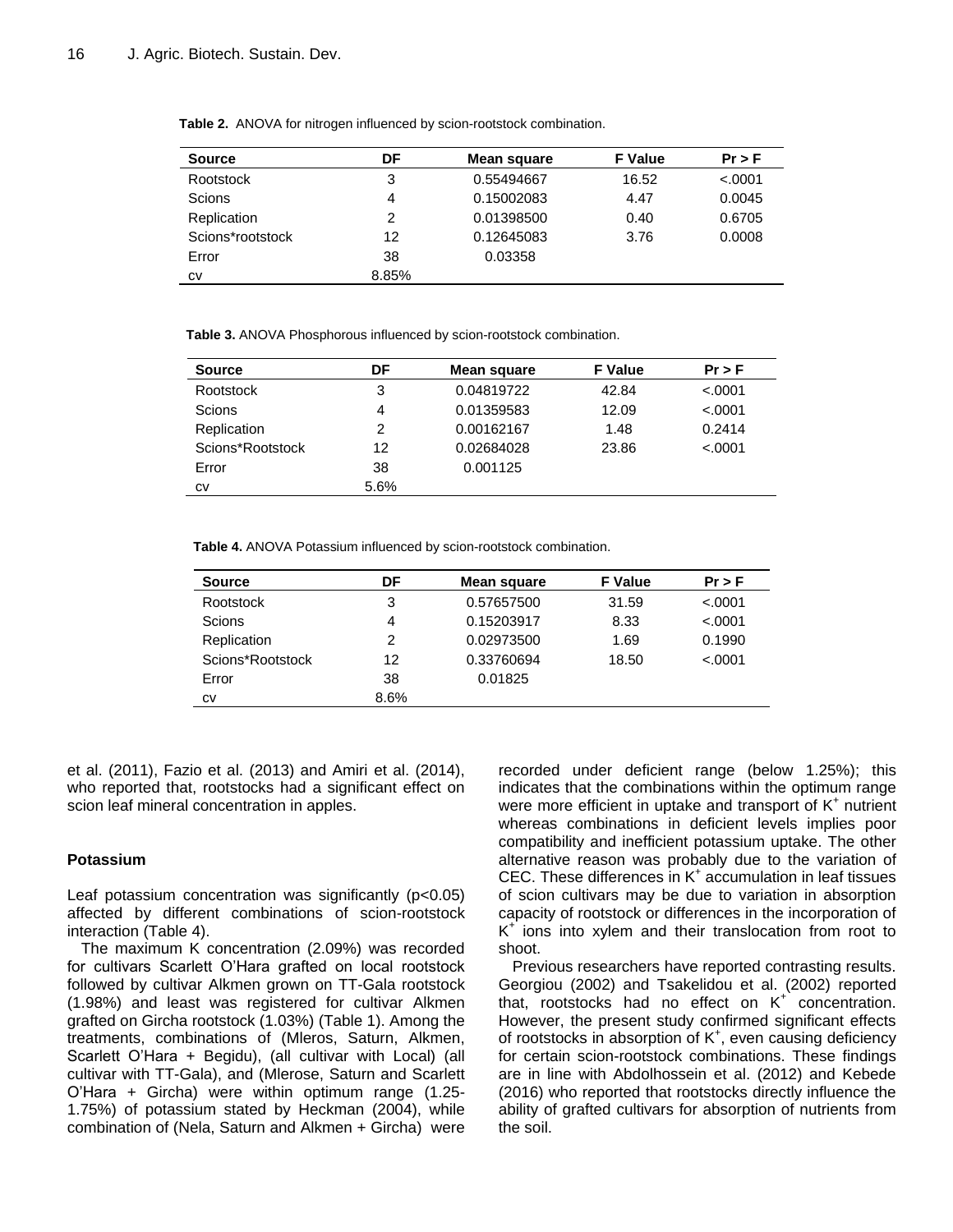**Table 2.** ANOVA for nitrogen influenced by scion-rootstock combination.

| Source | DF | Mean square | F Value | Pr > F |
|---|---|---|---|---|
| Rootstock | 3 | 0.55494667 | 16.52 | <.0001 |
| Scions | 4 | 0.15002083 | 4.47 | 0.0045 |
| Replication | 2 | 0.01398500 | 0.40 | 0.6705 |
| Scions*rootstock | 12 | 0.12645083 | 3.76 | 0.0008 |
| Error | 38 | 0.03358 | | |
| cv | 8.85% | | | |

**Table 3.** ANOVA Phosphorous influenced by scion-rootstock combination.

| Source | DF | Mean square | F Value | Pr > F |
|---|---|---|---|---|
| Rootstock | 3 | 0.04819722 | 42.84 | <.0001 |
| Scions | 4 | 0.01359583 | 12.09 | <.0001 |
| Replication | 2 | 0.00162167 | 1.48 | 0.2414 |
| Scions*Rootstock | 12 | 0.02684028 | 23.86 | <.0001 |
| Error | 38 | 0.001125 | | |
| cv | 5.6% | | | |

**Table 4.** ANOVA Potassium influenced by scion-rootstock combination.

| Source | DF | Mean square | F Value | Pr > F |
|---|---|---|---|---|
| Rootstock | 3 | 0.57657500 | 31.59 | <.0001 |
| Scions | 4 | 0.15203917 | 8.33 | <.0001 |
| Replication | 2 | 0.02973500 | 1.69 | 0.1990 |
| Scions*Rootstock | 12 | 0.33760694 | 18.50 | <.0001 |
| Error | 38 | 0.01825 | | |
| cv | 8.6% | | | |

et al. (2011), Fazio et al. (2013) and Amiri et al. (2014), who reported that, rootstocks had a significant effect on scion leaf mineral concentration in apples.

### Potassium

Leaf potassium concentration was significantly ($p<0.05$) affected by different combinations of scion-rootstock interaction (Table 4).

The maximum K concentration (2.09%) was recorded for cultivars Scarlett O'Hara grafted on local rootstock followed by cultivar Alkmen grown on TT-Gala rootstock (1.98%) and least was registered for cultivar Alkmen grafted on Gircha rootstock (1.03%) (Table 1). Among the treatments, combinations of (Mleros, Saturn, Alkmen, Scarlett O'Hara + Begidu), (all cultivar with Local) (all cultivar with TT-Gala), and (Mlerose, Saturn and Scarlett O'Hara + Gircha) were within optimum range (1.25-1.75%) of potassium stated by Heckman (2004), while combination of (Nela, Saturn and Alkmen + Gircha) were recorded under deficient range (below 1.25%); this indicates that the combinations within the optimum range were more efficient in uptake and transport of $K^+$ nutrient whereas combinations in deficient levels implies poor compatibility and inefficient potassium uptake. The other alternative reason was probably due to the variation of CEC. These differences in $K^+$ accumulation in leaf tissues of scion cultivars may be due to variation in absorption capacity of rootstock or differences in the incorporation of $K^+$ ions into xylem and their translocation from root to shoot.

Previous researchers have reported contrasting results. Georgiou (2002) and Tsakelidou et al. (2002) reported that, rootstocks had no effect on $K^+$ concentration. However, the present study confirmed significant effects of rootstocks in absorption of $K^+$, even causing deficiency for certain scion-rootstock combinations. These findings are in line with Abdolhossein et al. (2012) and Kebede (2016) who reported that rootstocks directly influence the ability of grafted cultivars for absorption of nutrients from the soil.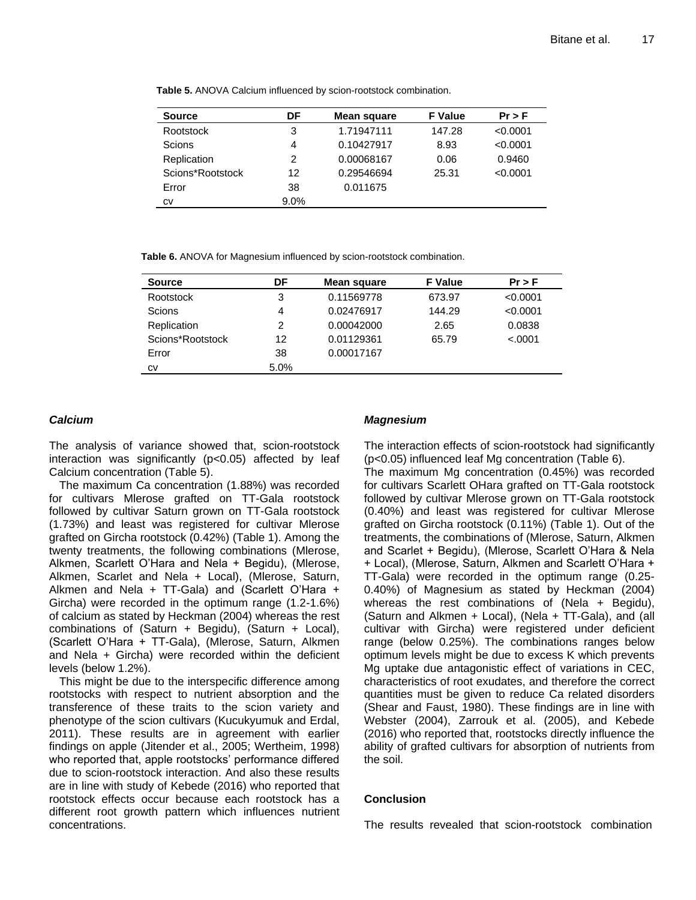**Table 5.** ANOVA Calcium influenced by scion-rootstock combination.

| Source | DF | Mean square | F Value | Pr > F |
|---|---|---|---|---|
| Rootstock | 3 | 1.71947111 | 147.28 | <0.0001 |
| Scions | 4 | 0.10427917 | 8.93 | <0.0001 |
| Replication | 2 | 0.00068167 | 0.06 | 0.9460 |
| Scions*Rootstock | 12 | 0.29546694 | 25.31 | <0.0001 |
| Error | 38 | 0.011675 | | |
| cv | 9.0% | | | |

**Table 6.** ANOVA for Magnesium influenced by scion-rootstock combination.

| Source | DF | Mean square | F Value | Pr > F |
|---|---|---|---|---|
| Rootstock | 3 | 0.11569778 | 673.97 | <0.0001 |
| Scions | 4 | 0.02476917 | 144.29 | <0.0001 |
| Replication | 2 | 0.00042000 | 2.65 | 0.0838 |
| Scions*Rootstock | 12 | 0.01129361 | 65.79 | <.0001 |
| Error | 38 | 0.00017167 | | |
| cv | 5.0% | | | |

### *Calcium*

The analysis of variance showed that, scion-rootstock interaction was significantly ($p<0.05$) affected by leaf Calcium concentration (Table 5).

The maximum Ca concentration (1.88%) was recorded for cultivars Mlerose grafted on TT-Gala rootstock followed by cultivar Saturn grown on TT-Gala rootstock (1.73%) and least was registered for cultivar Mlerose grafted on Gircha rootstock (0.42%) (Table 1). Among the twenty treatments, the following combinations (Mlerose, Alkmen, Scarlett O'Hara and Nela + Begidu), (Mlerose, Alkmen, Scarlet and Nela + Local), (Mlerose, Saturn, Alkmen and Nela + TT-Gala) and (Scarlett O'Hara + Gircha) were recorded in the optimum range (1.2-1.6%) of calcium as stated by Heckman (2004) whereas the rest combinations of (Saturn + Begidu), (Saturn + Local), (Scarlett O'Hara + TT-Gala), (Mlerose, Saturn, Alkmen and Nela + Gircha) were recorded within the deficient levels (below 1.2%).

This might be due to the interspecific difference among rootstocks with respect to nutrient absorption and the transference of these traits to the scion variety and phenotype of the scion cultivars (Kucukyumuk and Erdal, 2011). These results are in agreement with earlier findings on apple (Jitender et al., 2005; Wertheim, 1998) who reported that, apple rootstocks' performance differed due to scion-rootstock interaction. And also these results are in line with study of Kebede (2016) who reported that rootstock effects occur because each rootstock has a different root growth pattern which influences nutrient concentrations.

### *Magnesium*

The interaction effects of scion-rootstock had significantly ($p<0.05$) influenced leaf Mg concentration (Table 6).
The maximum Mg concentration (0.45%) was recorded for cultivars Scarlett OHara grafted on TT-Gala rootstock followed by cultivar Mlerose grown on TT-Gala rootstock (0.40%) and least was registered for cultivar Mlerose grafted on Gircha rootstock (0.11%) (Table 1). Out of the treatments, the combinations of (Mlerose, Saturn, Alkmen and Scarlet + Begidu), (Mlerose, Scarlett O'Hara & Nela + Local), (Mlerose, Saturn, Alkmen and Scarlett O'Hara + TT-Gala) were recorded in the optimum range (0.25-0.40%) of Magnesium as stated by Heckman (2004) whereas the rest combinations of (Nela + Begidu), (Saturn and Alkmen + Local), (Nela + TT-Gala), and (all cultivar with Gircha) were registered under deficient range (below 0.25%). The combinations ranges below optimum levels might be due to excess K which prevents Mg uptake due antagonistic effect of variations in CEC, characteristics of root exudates, and therefore the correct quantities must be given to reduce Ca related disorders (Shear and Faust, 1980). These findings are in line with Webster (2004), Zarrouk et al. (2005), and Kebede (2016) who reported that, rootstocks directly influence the ability of grafted cultivars for absorption of nutrients from the soil.

## Conclusion

The results revealed that scion-rootstock combination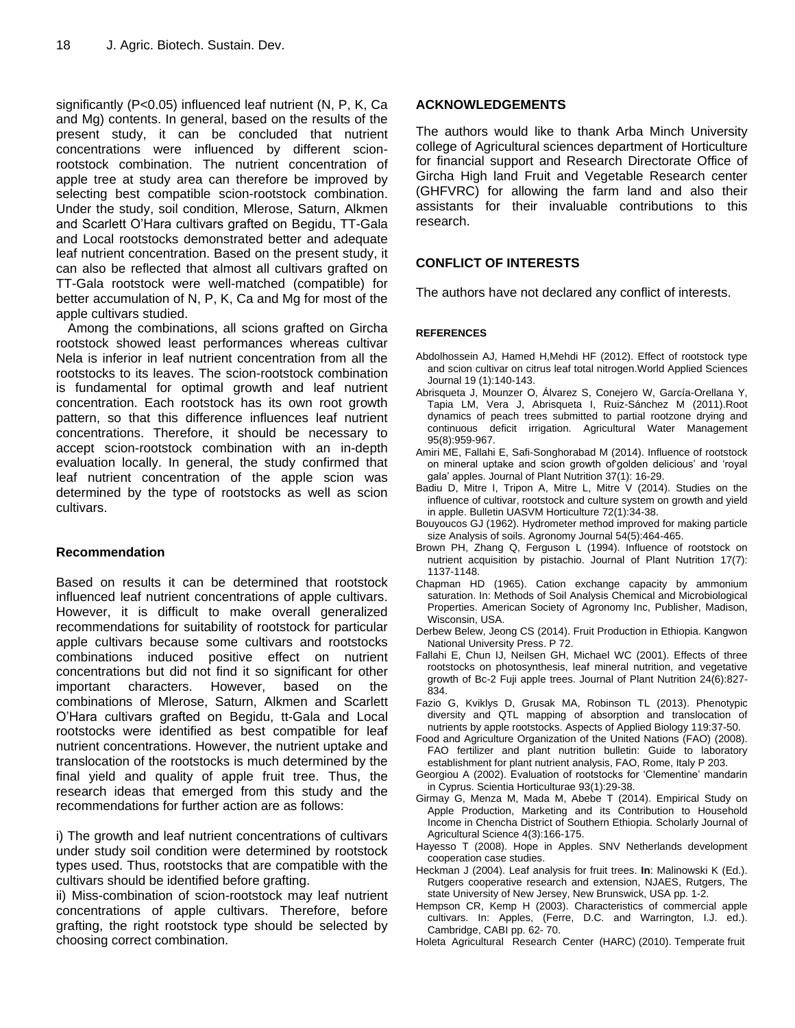significantly (P<0.05) influenced leaf nutrient (N, P, K, Ca and Mg) contents. In general, based on the results of the present study, it can be concluded that nutrient concentrations were influenced by different scion-rootstock combination. The nutrient concentration of apple tree at study area can therefore be improved by selecting best compatible scion-rootstock combination. Under the study, soil condition, Mlerose, Saturn, Alkmen and Scarlett O'Hara cultivars grafted on Begidu, TT-Gala and Local rootstocks demonstrated better and adequate leaf nutrient concentration. Based on the present study, it can also be reflected that almost all cultivars grafted on TT-Gala rootstock were well-matched (compatible) for better accumulation of N, P, K, Ca and Mg for most of the apple cultivars studied.

Among the combinations, all scions grafted on Gircha rootstock showed least performances whereas cultivar Nela is inferior in leaf nutrient concentration from all the rootstocks to its leaves. The scion-rootstock combination is fundamental for optimal growth and leaf nutrient concentration. Each rootstock has its own root growth pattern, so that this difference influences leaf nutrient concentrations. Therefore, it should be necessary to accept scion-rootstock combination with an in-depth evaluation locally. In general, the study confirmed that leaf nutrient concentration of the apple scion was determined by the type of rootstocks as well as scion cultivars.

### Recommendation

Based on results it can be determined that rootstock influenced leaf nutrient concentrations of apple cultivars. However, it is difficult to make overall generalized recommendations for suitability of rootstock for particular apple cultivars because some cultivars and rootstocks combinations induced positive effect on nutrient concentrations but did not find it so significant for other important characters. However, based on the combinations of Mlerose, Saturn, Alkmen and Scarlett O'Hara cultivars grafted on Begidu, tt-Gala and Local rootstocks were identified as best compatible for leaf nutrient concentrations. However, the nutrient uptake and translocation of the rootstocks is much determined by the final yield and quality of apple fruit tree. Thus, the research ideas that emerged from this study and the recommendations for further action are as follows:

i) The growth and leaf nutrient concentrations of cultivars under study soil condition were determined by rootstock types used. Thus, rootstocks that are compatible with the cultivars should be identified before grafting.

ii) Miss-combination of scion-rootstock may leaf nutrient concentrations of apple cultivars. Therefore, before grafting, the right rootstock type should be selected by choosing correct combination.

## ACKNOWLEDGEMENTS

The authors would like to thank Arba Minch University college of Agricultural sciences department of Horticulture for financial support and Research Directorate Office of Gircha High land Fruit and Vegetable Research center (GHFVRC) for allowing the farm land and also their assistants for their invaluable contributions to this research.

## CONFLICT OF INTERESTS

The authors have not declared any conflict of interests.

## REFERENCES

Abdolhossein AJ, Hamed H,Mehdi HF (2012). Effect of rootstock type and scion cultivar on citrus leaf total nitrogen.World Applied Sciences Journal 19 (1):140-143.

Abrisqueta J, Mounzer O, Álvarez S, Conejero W, García-Orellana Y, Tapia LM, Vera J, Abrisqueta I, Ruiz-Sánchez M (2011).Root dynamics of peach trees submitted to partial rootzone drying and continuous deficit irrigation. Agricultural Water Management 95(8):959-967.

Amiri ME, Fallahi E, Safi-Songhorabad M (2014). Influence of rootstock on mineral uptake and scion growth of'golden delicious' and 'royal gala' apples. Journal of Plant Nutrition 37(1): 16-29.

Badiu D, Mitre I, Tripon A, Mitre L, Mitre V (2014). Studies on the influence of cultivar, rootstock and culture system on growth and yield in apple. Bulletin UASVM Horticulture 72(1):34-38.

Bouyoucos GJ (1962). Hydrometer method improved for making particle size Analysis of soils. Agronomy Journal 54(5):464-465.

Brown PH, Zhang Q, Ferguson L (1994). Influence of rootstock on nutrient acquisition by pistachio. Journal of Plant Nutrition 17(7): 1137-1148.

Chapman HD (1965). Cation exchange capacity by ammonium saturation. In: Methods of Soil Analysis Chemical and Microbiological Properties. American Society of Agronomy Inc, Publisher, Madison, Wisconsin, USA.

Derbew Belew, Jeong CS (2014). Fruit Production in Ethiopia. Kangwon National University Press. P 72.

Fallahi E, Chun IJ, Neilsen GH, Michael WC (2001). Effects of three rootstocks on photosynthesis, leaf mineral nutrition, and vegetative growth of Bc-2 Fuji apple trees. Journal of Plant Nutrition 24(6):827-834.

Fazio G, Kviklys D, Grusak MA, Robinson TL (2013). Phenotypic diversity and QTL mapping of absorption and translocation of nutrients by apple rootstocks. Aspects of Applied Biology 119:37-50.

Food and Agriculture Organization of the United Nations (FAO) (2008). FAO fertilizer and plant nutrition bulletin: Guide to laboratory establishment for plant nutrient analysis, FAO, Rome, Italy P 203.

Georgiou A (2002). Evaluation of rootstocks for 'Clementine' mandarin in Cyprus. Scientia Horticulturae 93(1):29-38.

Girmay G, Menza M, Mada M, Abebe T (2014). Empirical Study on Apple Production, Marketing and its Contribution to Household Income in Chencha District of Southern Ethiopia. Scholarly Journal of Agricultural Science 4(3):166-175.

Hayesso T (2008). Hope in Apples. SNV Netherlands development cooperation case studies.

Heckman J (2004). Leaf analysis for fruit trees. **In**: Malinowski K (Ed.). Rutgers cooperative research and extension, NJAES, Rutgers, The state University of New Jersey, New Brunswick, USA pp. 1-2.

Hempson CR, Kemp H (2003). Characteristics of commercial apple cultivars. In: Apples, (Ferre, D.C. and Warrington, I.J. ed.). Cambridge, CABI pp. 62- 70.

Holeta Agricultural Research Center (HARC) (2010). Temperate fruit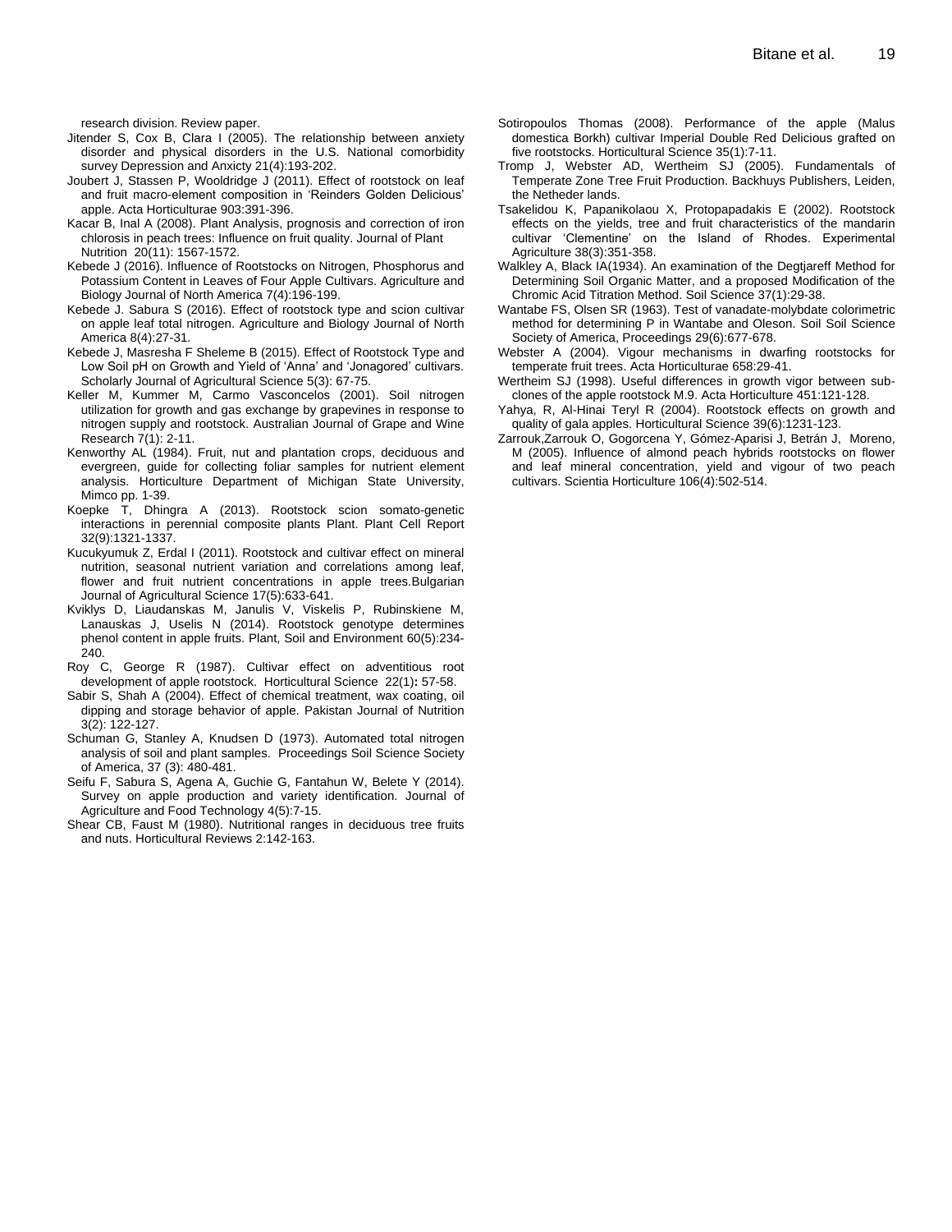research division. Review paper.

Jitender S, Cox B, Clara I (2005). The relationship between anxiety disorder and physical disorders in the U.S. National comorbidity survey Depression and Anxicty 21(4):193-202.

Joubert J, Stassen P, Wooldridge J (2011). Effect of rootstock on leaf and fruit macro-element composition in 'Reinders Golden Delicious' apple. Acta Horticulturae 903:391-396.

Kacar B, Inal A (2008). Plant Analysis, prognosis and correction of iron chlorosis in peach trees: Influence on fruit quality. Journal of Plant Nutrition 20(11): 1567-1572.

Kebede J (2016). Influence of Rootstocks on Nitrogen, Phosphorus and Potassium Content in Leaves of Four Apple Cultivars. Agriculture and Biology Journal of North America 7(4):196-199.

Kebede J. Sabura S (2016). Effect of rootstock type and scion cultivar on apple leaf total nitrogen. Agriculture and Biology Journal of North America 8(4):27-31.

Kebede J, Masresha F Sheleme B (2015). Effect of Rootstock Type and Low Soil pH on Growth and Yield of 'Anna' and 'Jonagored' cultivars. Scholarly Journal of Agricultural Science 5(3): 67-75.

Keller M, Kummer M, Carmo Vasconcelos (2001). Soil nitrogen utilization for growth and gas exchange by grapevines in response to nitrogen supply and rootstock. Australian Journal of Grape and Wine Research 7(1): 2-11.

Kenworthy AL (1984). Fruit, nut and plantation crops, deciduous and evergreen, guide for collecting foliar samples for nutrient element analysis. Horticulture Department of Michigan State University, Mimco pp. 1-39.

Koepke T, Dhingra A (2013). Rootstock scion somato-genetic interactions in perennial composite plants Plant. Plant Cell Report 32(9):1321-1337.

Kucukyumuk Z, Erdal I (2011). Rootstock and cultivar effect on mineral nutrition, seasonal nutrient variation and correlations among leaf, flower and fruit nutrient concentrations in apple trees.Bulgarian Journal of Agricultural Science 17(5):633-641.

Kviklys D, Liaudanskas M, Janulis V, Viskelis P, Rubinskiene M, Lanauskas J, Uselis N (2014). Rootstock genotype determines phenol content in apple fruits. Plant, Soil and Environment 60(5):234-240.

Roy C, George R (1987). Cultivar effect on adventitious root development of apple rootstock. Horticultural Science 22(1)**:** 57-58.

Sabir S, Shah A (2004). Effect of chemical treatment, wax coating, oil dipping and storage behavior of apple. Pakistan Journal of Nutrition 3(2): 122-127.

Schuman G, Stanley A, Knudsen D (1973). Automated total nitrogen analysis of soil and plant samples. Proceedings Soil Science Society of America, 37 (3): 480-481.

Seifu F, Sabura S, Agena A, Guchie G, Fantahun W, Belete Y (2014). Survey on apple production and variety identification. Journal of Agriculture and Food Technology 4(5):7-15.

Shear CB, Faust M (1980). Nutritional ranges in deciduous tree fruits and nuts. Horticultural Reviews 2:142-163.

Sotiropoulos Thomas (2008). Performance of the apple (Malus domestica Borkh) cultivar Imperial Double Red Delicious grafted on five rootstocks. Horticultural Science 35(1):7-11.

Tromp J, Webster AD, Wertheim SJ (2005). Fundamentals of Temperate Zone Tree Fruit Production. Backhuys Publishers, Leiden, the Netheder lands.

Tsakelidou K, Papanikolaou X, Protopapadakis E (2002). Rootstock effects on the yields, tree and fruit characteristics of the mandarin cultivar 'Clementine' on the Island of Rhodes. Experimental Agriculture 38(3):351-358.

Walkley A, Black IA(1934). An examination of the Degtjareff Method for Determining Soil Organic Matter, and a proposed Modification of the Chromic Acid Titration Method. Soil Science 37(1):29-38.

Wantabe FS, Olsen SR (1963). Test of vanadate-molybdate colorimetric method for determining P in Wantabe and Oleson. Soil Soil Science Society of America, Proceedings 29(6):677-678.

Webster A (2004). Vigour mechanisms in dwarfing rootstocks for temperate fruit trees. Acta Horticulturae 658:29-41.

Wertheim SJ (1998). Useful differences in growth vigor between sub-clones of the apple rootstock M.9. Acta Horticulture 451:121-128.

Yahya, R, Al-Hinai Teryl R (2004). Rootstock effects on growth and quality of gala apples. Horticultural Science 39(6):1231-123.

Zarrouk,Zarrouk O, Gogorcena Y, Gómez-Aparisi J, Betrán J, Moreno, M (2005). Influence of almond peach hybrids rootstocks on flower and leaf mineral concentration, yield and vigour of two peach cultivars. Scientia Horticulture 106(4):502-514.